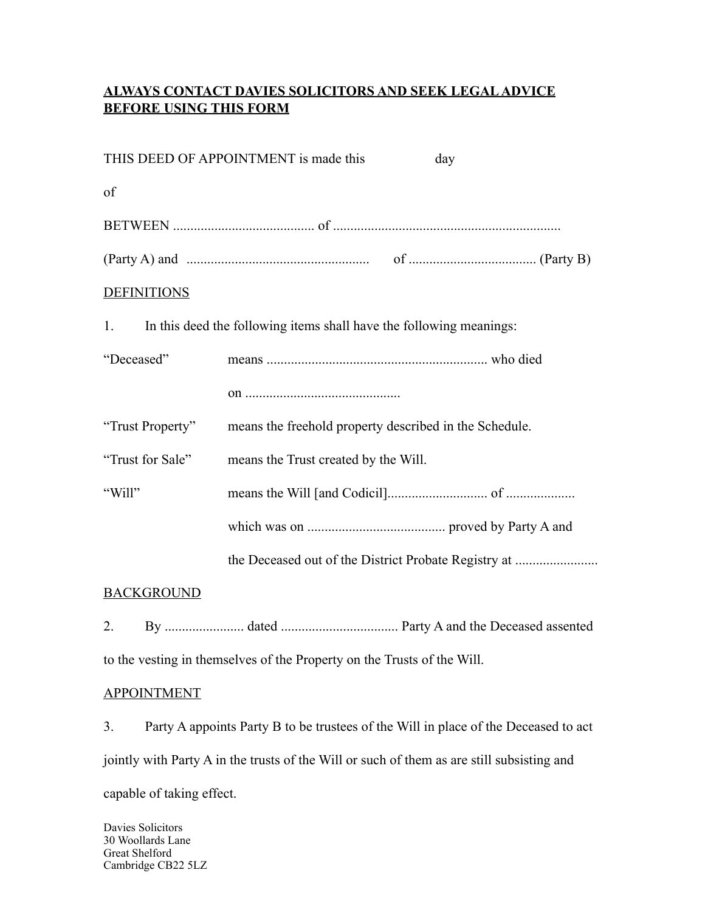**ALWAYS CONTACT DAVIES SOLICITORS AND SEEK LEGAL ADVICE BEFORE USING THIS FORM**

THIS DEED OF APPOINTMENT is made this                    day

of

BETWEEN ........................................ of .................................................................

(Party A) and .................................................... of .................................... (Party B)

DEFINITIONS

1. In this deed the following items shall have the following meanings:

| | |
|---|---|
| "Deceased" | means ................................................................ who died on ............................................ |
| "Trust Property" | means the freehold property described in the Schedule. |
| "Trust for Sale" | means the Trust created by the Will. |
| "Will" | means the Will [and Codicil]............................ of ................... which was on ....................................... proved by Party A and the Deceased out of the District Probate Registry at ....................... |

BACKGROUND

2. By ...................... dated ................................. Party A and the Deceased assented to the vesting in themselves of the Property on the Trusts of the Will.

APPOINTMENT

3. Party A appoints Party B to be trustees of the Will in place of the Deceased to act jointly with Party A in the trusts of the Will or such of them as are still subsisting and capable of taking effect.

Davies Solicitors
30 Woollards Lane
Great Shelford
Cambridge CB22 5LZ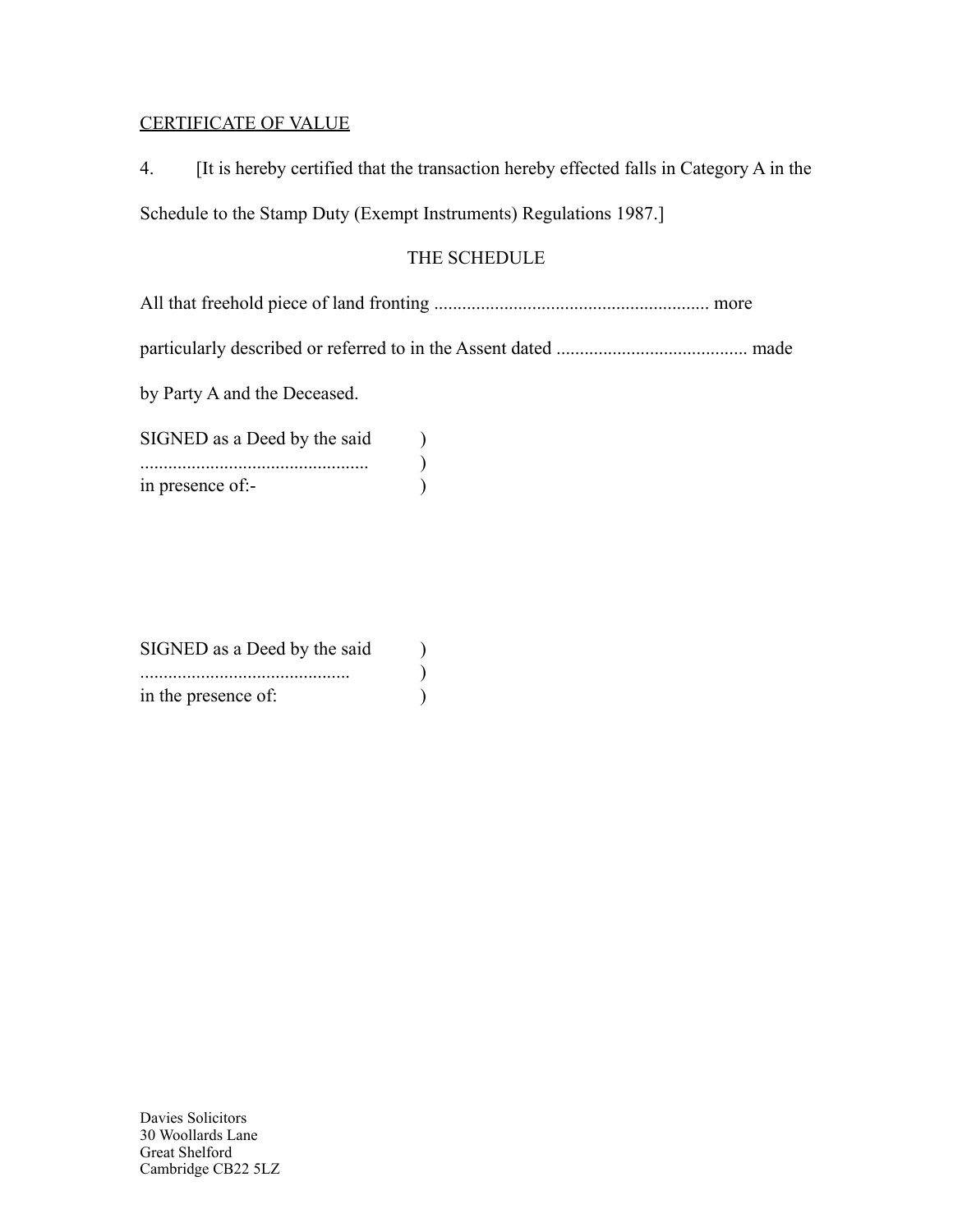CERTIFICATE OF VALUE

4. [It is hereby certified that the transaction hereby effected falls in Category A in the Schedule to the Stamp Duty (Exempt Instruments) Regulations 1987.]

THE SCHEDULE

All that freehold piece of land fronting ........................................................... more particularly described or referred to in the Assent dated ......................................... made by Party A and the Deceased.

SIGNED as a Deed by the said )
................................................. )
in presence of:- )

SIGNED as a Deed by the said )
............................................. )
in the presence of: )

Davies Solicitors
30 Woollards Lane
Great Shelford
Cambridge CB22 5LZ